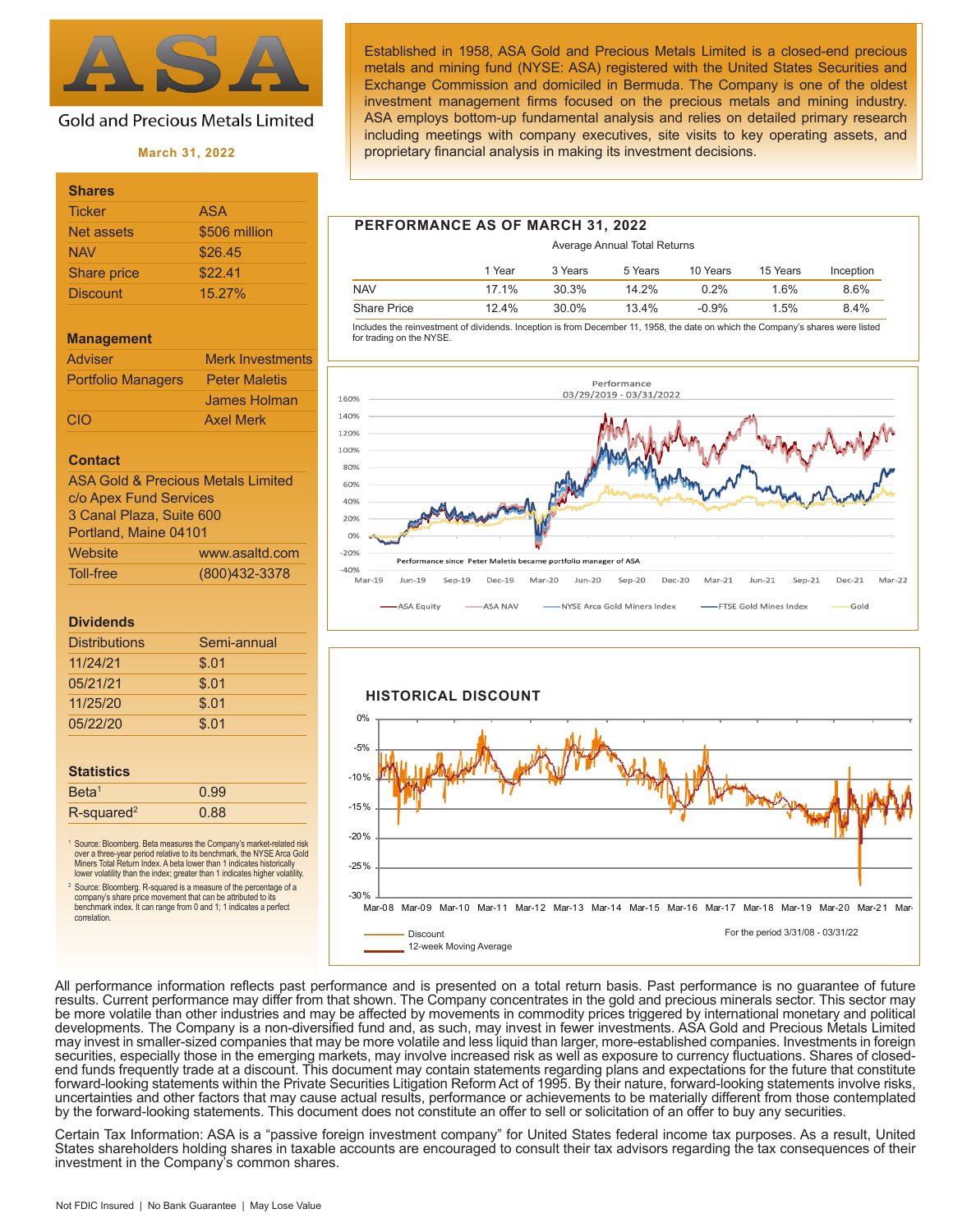# ASA

Gold and Precious Metals Limited

**March 31, 2022**

Established in 1958, ASA Gold and Precious Metals Limited is a closed-end precious metals and mining fund (NYSE: ASA) registered with the United States Securities and Exchange Commission and domiciled in Bermuda. The Company is one of the oldest investment management firms focused on the precious metals and mining industry. ASA employs bottom-up fundamental analysis and relies on detailed primary research including meetings with company executives, site visits to key operating assets, and proprietary financial analysis in making its investment decisions.

### Shares

| | |
|---|---|
| Ticker | ASA |
| Net assets | $506 million |
| NAV | $26.45 |
| Share price | $22.41 |
| Discount | 15.27% |

### Management

| | |
|---|---|
| Adviser | Merk Investments |
| Portfolio Managers | Peter Maletis |
| | James Holman |
| CIO | Axel Merk |

### Contact

ASA Gold & Precious Metals Limited
c/o Apex Fund Services
3 Canal Plaza, Suite 600
Portland, Maine 04101

| | |
|---|---|
| Website | www.asaltd.com |
| Toll-free | (800)432-3378 |

### Dividends

| | |
|---|---|
| Distributions | Semi-annual |
| 11/24/21 | $.01 |
| 05/21/21 | $.01 |
| 11/25/20 | $.01 |
| 05/22/20 | $.01 |

### Statistics

| | |
|---|---|
| Beta[1] | 0.99 |
| R-squared[2] | 0.88 |

[1] Source: Bloomberg. Beta measures the Company's market-related risk over a three-year period relative to its benchmark, the NYSE Arca Gold Miners Total Return Index. A beta lower than 1 indicates historically lower volatility than the index; greater than 1 indicates higher volatility.

[2] Source: Bloomberg. R-squared is a measure of the percentage of a company's share price movement that can be attributed to its benchmark index. It can range from 0 and 1; 1 indicates a perfect correlation.

## PERFORMANCE AS OF MARCH 31, 2022

Average Annual Total Returns

| | 1 Year | 3 Years | 5 Years | 10 Years | 15 Years | Inception |
|---|---|---|---|---|---|---|
| NAV | 17.1% | 30.3% | 14.2% | 0.2% | 1.6% | 8.6% |
| Share Price | 12.4% | 30.0% | 13.4% | -0.9% | 1.5% | 8.4% |

Includes the reinvestment of dividends. Inception is from December 11, 1958, the date on which the Company's shares were listed for trading on the NYSE.

Performance 03/29/2019 - 03/31/2022

Performance since Peter Maletis became portfolio manager of ASA

ASA Equity | ASA NAV | NYSE Arca Gold Miners Index | FTSE Gold Mines Index | Gold

## HISTORICAL DISCOUNT

Discount | 12-week Moving Average

For the period 3/31/08 - 03/31/22

All performance information reflects past performance and is presented on a total return basis. Past performance is no guarantee of future results. Current performance may differ from that shown. The Company concentrates in the gold and precious minerals sector. This sector may be more volatile than other industries and may be affected by movements in commodity prices triggered by international monetary and political developments. The Company is a non-diversified fund and, as such, may invest in fewer investments. ASA Gold and Precious Metals Limited may invest in smaller-sized companies that may be more volatile and less liquid than larger, more-established companies. Investments in foreign securities, especially those in the emerging markets, may involve increased risk as well as exposure to currency fluctuations. Shares of closed-end funds frequently trade at a discount. This document may contain statements regarding plans and expectations for the future that constitute forward-looking statements within the Private Securities Litigation Reform Act of 1995. By their nature, forward-looking statements involve risks, uncertainties and other factors that may cause actual results, performance or achievements to be materially different from those contemplated by the forward-looking statements. This document does not constitute an offer to sell or solicitation of an offer to buy any securities.

Certain Tax Information: ASA is a "passive foreign investment company" for United States federal income tax purposes. As a result, United States shareholders holding shares in taxable accounts are encouraged to consult their tax advisors regarding the tax consequences of their investment in the Company's common shares.

Not FDIC Insured | No Bank Guarantee | May Lose Value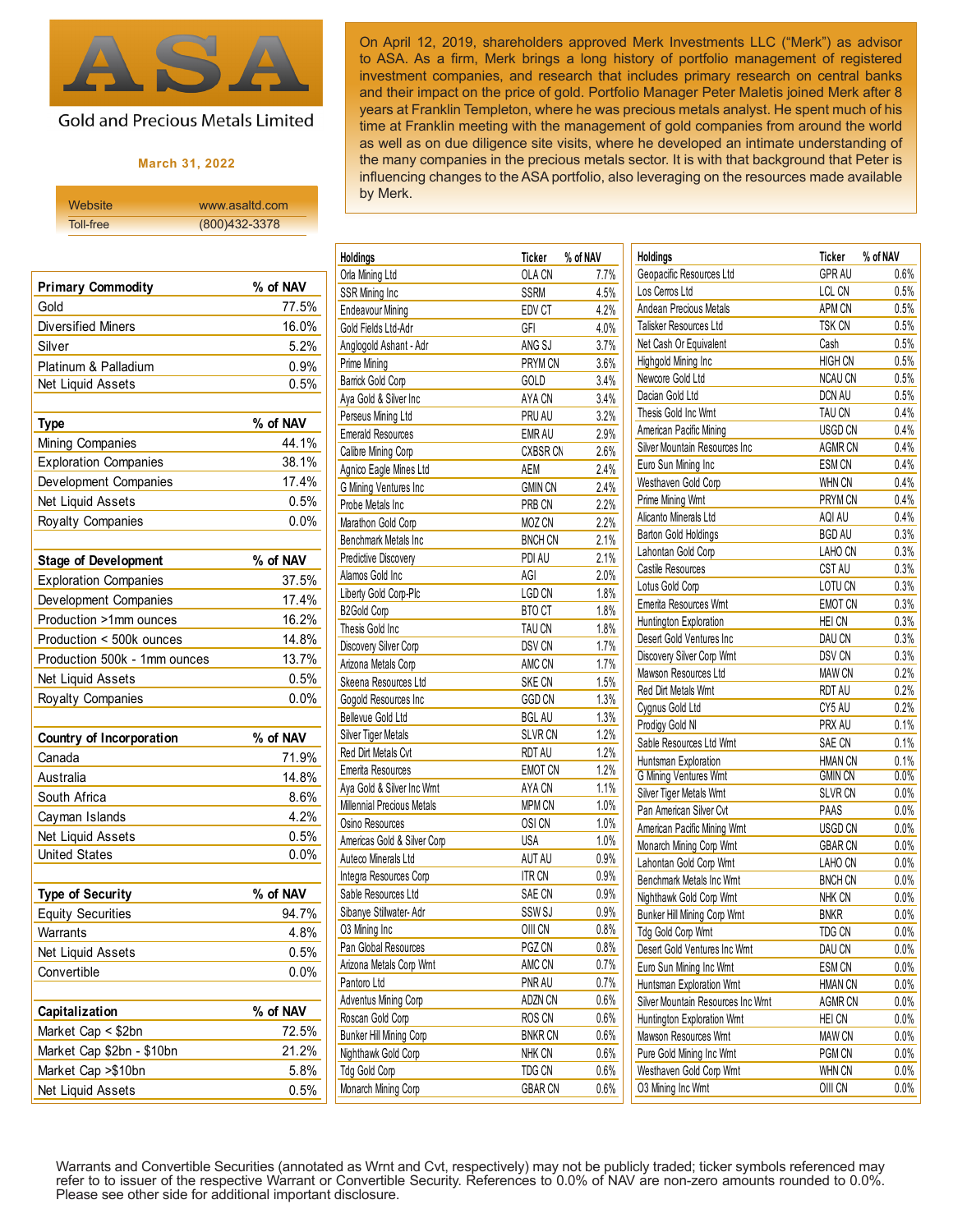# ASA

Gold and Precious Metals Limited

**March 31, 2022**

| | |
|---|---|
| Website | www.asaltd.com |
| Toll-free | (800)432-3378 |

On April 12, 2019, shareholders approved Merk Investments LLC ("Merk") as advisor to ASA. As a firm, Merk brings a long history of portfolio management of registered investment companies, and research that includes primary research on central banks and their impact on the price of gold. Portfolio Manager Peter Maletis joined Merk after 8 years at Franklin Templeton, where he was precious metals analyst. He spent much of his time at Franklin meeting with the management of gold companies from around the world as well as on due diligence site visits, where he developed an intimate understanding of the many companies in the precious metals sector. It is with that background that Peter is influencing changes to the ASA portfolio, also leveraging on the resources made available by Merk.

| Primary Commodity | % of NAV |
|---|---|
| Gold | 77.5% |
| Diversified Miners | 16.0% |
| Silver | 5.2% |
| Platinum & Palladium | 0.9% |
| Net Liquid Assets | 0.5% |

| Type | % of NAV |
|---|---|
| Mining Companies | 44.1% |
| Exploration Companies | 38.1% |
| Development Companies | 17.4% |
| Net Liquid Assets | 0.5% |
| Royalty Companies | 0.0% |

| Stage of Development | % of NAV |
|---|---|
| Exploration Companies | 37.5% |
| Development Companies | 17.4% |
| Production >1mm ounces | 16.2% |
| Production < 500k ounces | 14.8% |
| Production 500k - 1mm ounces | 13.7% |
| Net Liquid Assets | 0.5% |
| Royalty Companies | 0.0% |

| Country of Incorporation | % of NAV |
|---|---|
| Canada | 71.9% |
| Australia | 14.8% |
| South Africa | 8.6% |
| Cayman Islands | 4.2% |
| Net Liquid Assets | 0.5% |
| United States | 0.0% |

| Type of Security | % of NAV |
|---|---|
| Equity Securities | 94.7% |
| Warrants | 4.8% |
| Net Liquid Assets | 0.5% |
| Convertible | 0.0% |

| Capitalization | % of NAV |
|---|---|
| Market Cap < $2bn | 72.5% |
| Market Cap $2bn - $10bn | 21.2% |
| Market Cap >$10bn | 5.8% |
| Net Liquid Assets | 0.5% |

| Holdings | Ticker | % of NAV |
|---|---|---|
| Orla Mining Ltd | OLA CN | 7.7% |
| SSR Mining Inc | SSRM | 4.5% |
| Endeavour Mining | EDV CT | 4.2% |
| Gold Fields Ltd-Adr | GFI | 4.0% |
| Anglogold Ashant - Adr | ANG SJ | 3.7% |
| Prime Mining | PRYM CN | 3.6% |
| Barrick Gold Corp | GOLD | 3.4% |
| Aya Gold & Silver Inc | AYA CN | 3.4% |
| Perseus Mining Ltd | PRU AU | 3.2% |
| Emerald Resources | EMR AU | 2.9% |
| Calibre Mining Corp | CXBSR CN | 2.6% |
| Agnico Eagle Mines Ltd | AEM | 2.4% |
| G Mining Ventures Inc | GMIN CN | 2.4% |
| Probe Metals Inc | PRB CN | 2.2% |
| Marathon Gold Corp | MOZ CN | 2.2% |
| Benchmark Metals Inc | BNCH CN | 2.1% |
| Predictive Discovery | PDI AU | 2.1% |
| Alamos Gold Inc | AGI | 2.0% |
| Liberty Gold Corp-Plc | LGD CN | 1.8% |
| B2Gold Corp | BTO CT | 1.8% |
| Thesis Gold Inc | TAU CN | 1.8% |
| Discovery Silver Corp | DSV CN | 1.7% |
| Arizona Metals Corp | AMC CN | 1.7% |
| Skeena Resources Ltd | SKE CN | 1.5% |
| Gogold Resources Inc | GGD CN | 1.3% |
| Bellevue Gold Ltd | BGL AU | 1.3% |
| Silver Tiger Metals | SLVR CN | 1.2% |
| Red Dirt Metals Cvt | RDT AU | 1.2% |
| Emerita Resources | EMOT CN | 1.2% |
| Aya Gold & Silver Inc Wmt | AYA CN | 1.1% |
| Millennial Precious Metals | MPM CN | 1.0% |
| Osino Resources | OSI CN | 1.0% |
| Americas Gold & Silver Corp | USA | 1.0% |
| Auteco Minerals Ltd | AUT AU | 0.9% |
| Integra Resources Corp | ITR CN | 0.9% |
| Sable Resources Ltd | SAE CN | 0.9% |
| Sibanye Stillwater- Adr | SSW SJ | 0.9% |
| O3 Mining Inc | OIII CN | 0.8% |
| Pan Global Resources | PGZ CN | 0.8% |
| Arizona Metals Corp Wmt | AMC CN | 0.7% |
| Pantoro Ltd | PNR AU | 0.7% |
| Adventus Mining Corp | ADZN CN | 0.6% |
| Roscan Gold Corp | ROS CN | 0.6% |
| Bunker Hill Mining Corp | BNKR CN | 0.6% |
| Nighthawk Gold Corp | NHK CN | 0.6% |
| Tdg Gold Corp | TDG CN | 0.6% |
| Monarch Mining Corp | GBAR CN | 0.6% |
| Geopacific Resources Ltd | GPR AU | 0.6% |
| Los Cerros Ltd | LCL CN | 0.5% |
| Andean Precious Metals | APM CN | 0.5% |
| Talisker Resources Ltd | TSK CN | 0.5% |
| Net Cash Or Equivalent | Cash | 0.5% |
| Highgold Mining Inc | HIGH CN | 0.5% |
| Newcore Gold Ltd | NCAU CN | 0.5% |
| Dacian Gold Ltd | DCN AU | 0.5% |
| Thesis Gold Inc Wmt | TAU CN | 0.4% |
| American Pacific Mining | USGD CN | 0.4% |
| Silver Mountain Resources Inc | AGMR CN | 0.4% |
| Euro Sun Mining Inc | ESM CN | 0.4% |
| Westhaven Gold Corp | WHN CN | 0.4% |
| Prime Mining Wmt | PRYM CN | 0.4% |
| Alicanto Minerals Ltd | AQI AU | 0.4% |
| Barton Gold Holdings | BGD AU | 0.3% |
| Lahontan Gold Corp | LAHO CN | 0.3% |
| Castile Resources | CST AU | 0.3% |
| Lotus Gold Corp | LOTU CN | 0.3% |
| Emerita Resources Wmt | EMOT CN | 0.3% |
| Huntington Exploration | HEI CN | 0.3% |
| Desert Gold Ventures Inc | DAU CN | 0.3% |
| Discovery Silver Corp Wmt | DSV CN | 0.3% |
| Mawson Resources Ltd | MAW CN | 0.2% |
| Red Dirt Metals Wmt | RDT AU | 0.2% |
| Cygnus Gold Ltd | CY5 AU | 0.2% |
| Prodigy Gold Nl | PRX AU | 0.1% |
| Sable Resources Ltd Wmt | SAE CN | 0.1% |
| Huntsman Exploration | HMAN CN | 0.1% |
| G Mining Ventures Wmt | GMIN CN | 0.0% |
| Silver Tiger Metals Wmt | SLVR CN | 0.0% |
| Pan American Silver Cvt | PAAS | 0.0% |
| American Pacific Mining Wmt | USGD CN | 0.0% |
| Monarch Mining Corp Wmt | GBAR CN | 0.0% |
| Lahontan Gold Corp Wmt | LAHO CN | 0.0% |
| Benchmark Metals Inc Wmt | BNCH CN | 0.0% |
| Nighthawk Gold Corp Wmt | NHK CN | 0.0% |
| Bunker Hill Mining Corp Wmt | BNKR | 0.0% |
| Tdg Gold Corp Wmt | TDG CN | 0.0% |
| Desert Gold Ventures Inc Wmt | DAU CN | 0.0% |
| Euro Sun Mining Inc Wmt | ESM CN | 0.0% |
| Huntsman Exploration Wmt | HMAN CN | 0.0% |
| Silver Mountain Resources Inc Wmt | AGMR CN | 0.0% |
| Huntington Exploration Wmt | HEI CN | 0.0% |
| Mawson Resources Wmt | MAW CN | 0.0% |
| Pure Gold Mining Inc Wmt | PGM CN | 0.0% |
| Westhaven Gold Corp Wmt | WHN CN | 0.0% |
| O3 Mining Inc Wmt | OIII CN | 0.0% |

Warrants and Convertible Securities (annotated as Wrnt and Cvt, respectively) may not be publicly traded; ticker symbols referenced may refer to to issuer of the respective Warrant or Convertible Security. References to 0.0% of NAV are non-zero amounts rounded to 0.0%. Please see other side for additional important disclosure.